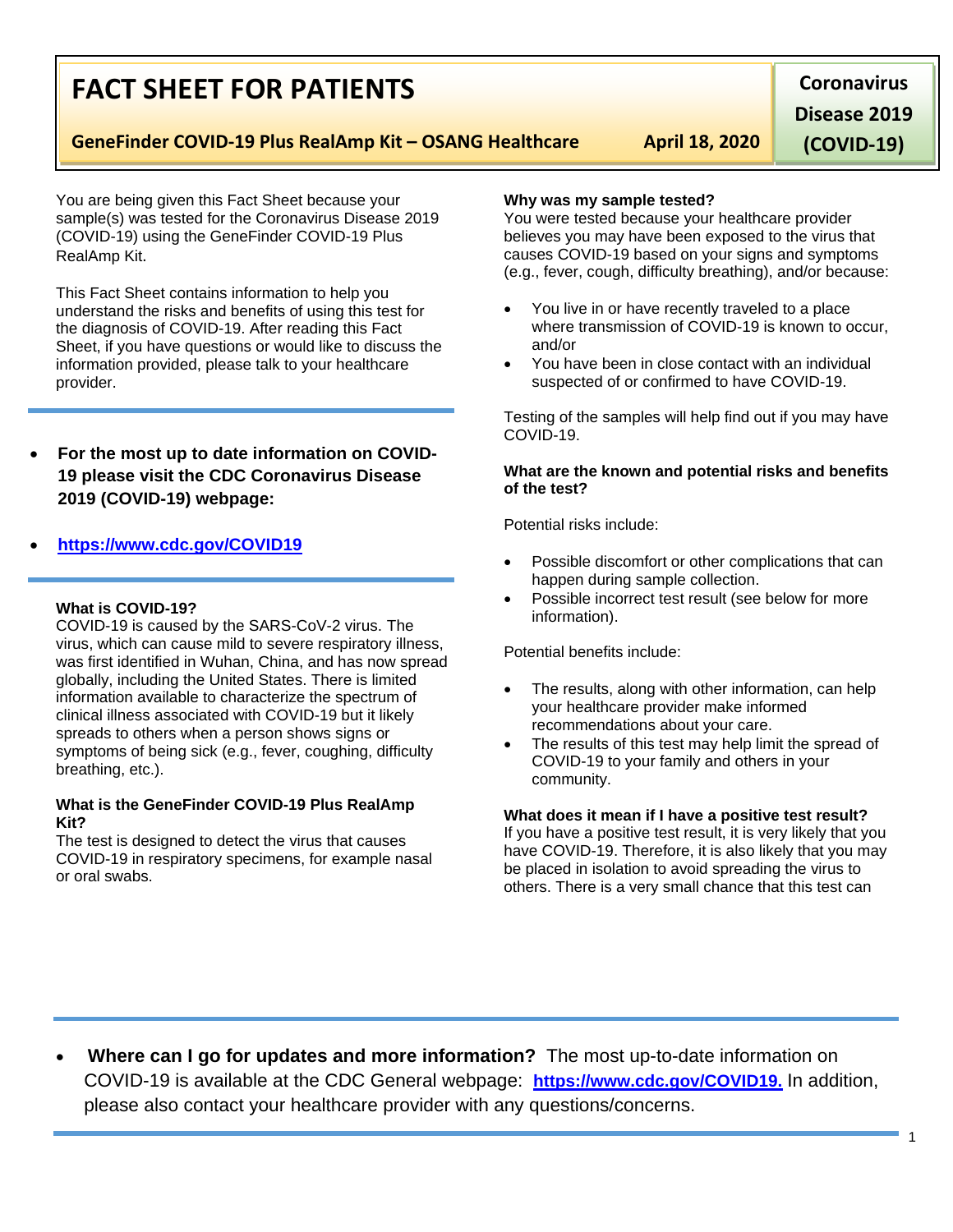# FACT SHEET FOR PATIENTS

**GeneFinder COVID-19 Plus RealAmp Kit – OSANG Healthcare** **April 18, 2020**

**Coronavirus Disease 2019 (COVID-19)**

You are being given this Fact Sheet because your sample(s) was tested for the Coronavirus Disease 2019 (COVID-19) using the GeneFinder COVID-19 Plus RealAmp Kit.

This Fact Sheet contains information to help you understand the risks and benefits of using this test for the diagnosis of COVID-19. After reading this Fact Sheet, if you have questions or would like to discuss the information provided, please talk to your healthcare provider.

- **For the most up to date information on COVID-19 please visit the CDC Coronavirus Disease 2019 (COVID-19) webpage:**
- **https://www.cdc.gov/COVID19**

**What is COVID-19?**
COVID-19 is caused by the SARS-CoV-2 virus. The virus, which can cause mild to severe respiratory illness, was first identified in Wuhan, China, and has now spread globally, including the United States. There is limited information available to characterize the spectrum of clinical illness associated with COVID-19 but it likely spreads to others when a person shows signs or symptoms of being sick (e.g., fever, coughing, difficulty breathing, etc.).

**What is the GeneFinder COVID-19 Plus RealAmp Kit?**
The test is designed to detect the virus that causes COVID-19 in respiratory specimens, for example nasal or oral swabs.

**Why was my sample tested?**
You were tested because your healthcare provider believes you may have been exposed to the virus that causes COVID-19 based on your signs and symptoms (e.g., fever, cough, difficulty breathing), and/or because:

- You live in or have recently traveled to a place where transmission of COVID-19 is known to occur, and/or
- You have been in close contact with an individual suspected of or confirmed to have COVID-19.

Testing of the samples will help find out if you may have COVID-19.

**What are the known and potential risks and benefits of the test?**

Potential risks include:

- Possible discomfort or other complications that can happen during sample collection.
- Possible incorrect test result (see below for more information).

Potential benefits include:

- The results, along with other information, can help your healthcare provider make informed recommendations about your care.
- The results of this test may help limit the spread of COVID-19 to your family and others in your community.

**What does it mean if I have a positive test result?**
If you have a positive test result, it is very likely that you have COVID-19. Therefore, it is also likely that you may be placed in isolation to avoid spreading the virus to others. There is a very small chance that this test can

- **Where can I go for updates and more information?** The most up-to-date information on COVID-19 is available at the CDC General webpage: **https://www.cdc.gov/COVID19.** In addition, please also contact your healthcare provider with any questions/concerns.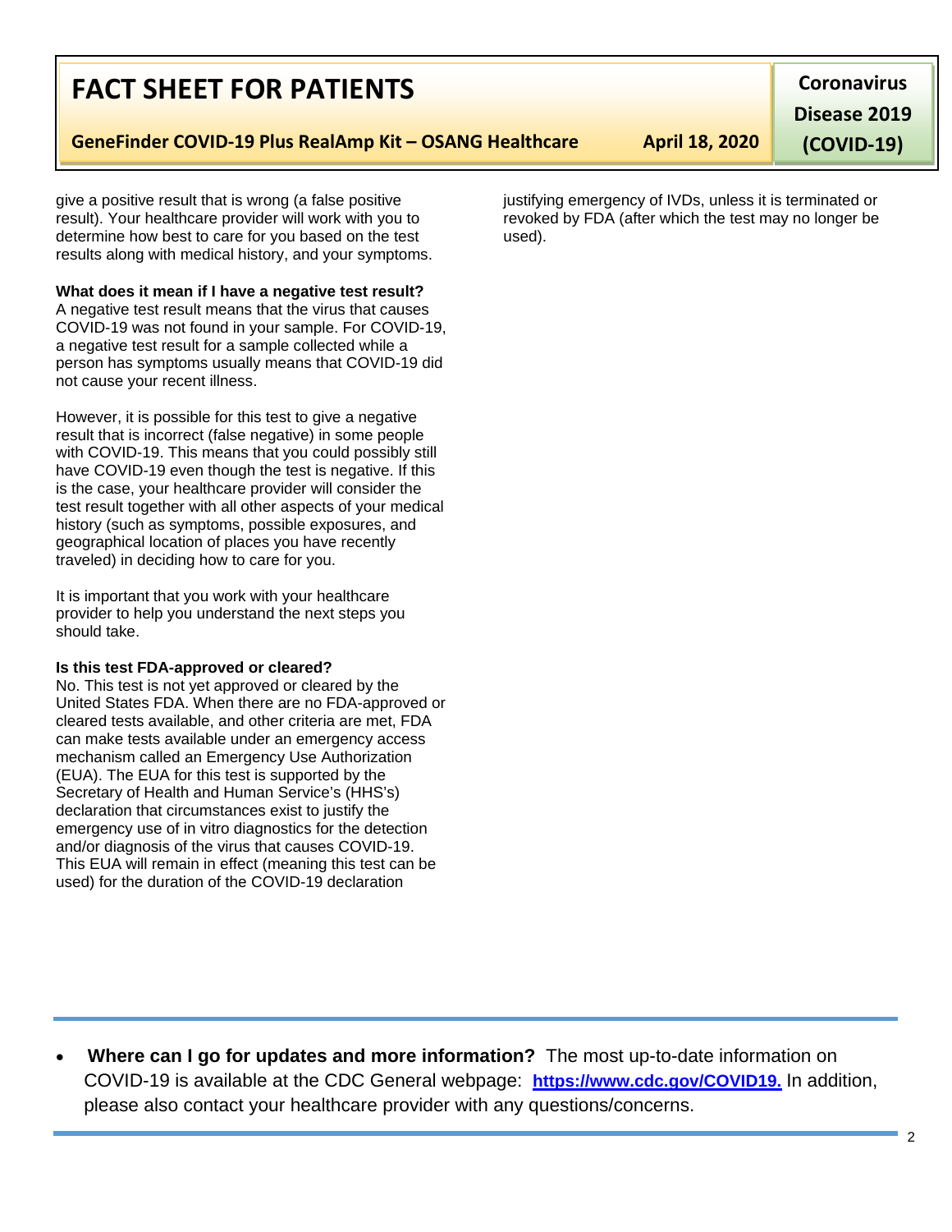give a positive result that is wrong (a false positive result). Your healthcare provider will work with you to determine how best to care for you based on the test results along with medical history, and your symptoms.

**What does it mean if I have a negative test result?**
A negative test result means that the virus that causes COVID-19 was not found in your sample. For COVID-19, a negative test result for a sample collected while a person has symptoms usually means that COVID-19 did not cause your recent illness.

However, it is possible for this test to give a negative result that is incorrect (false negative) in some people with COVID-19. This means that you could possibly still have COVID-19 even though the test is negative. If this is the case, your healthcare provider will consider the test result together with all other aspects of your medical history (such as symptoms, possible exposures, and geographical location of places you have recently traveled) in deciding how to care for you.

It is important that you work with your healthcare provider to help you understand the next steps you should take.

**Is this test FDA-approved or cleared?**
No. This test is not yet approved or cleared by the United States FDA. When there are no FDA-approved or cleared tests available, and other criteria are met, FDA can make tests available under an emergency access mechanism called an Emergency Use Authorization (EUA). The EUA for this test is supported by the Secretary of Health and Human Service's (HHS's) declaration that circumstances exist to justify the emergency use of in vitro diagnostics for the detection and/or diagnosis of the virus that causes COVID-19. This EUA will remain in effect (meaning this test can be used) for the duration of the COVID-19 declaration justifying emergency of IVDs, unless it is terminated or revoked by FDA (after which the test may no longer be used).

- **Where can I go for updates and more information?** The most up-to-date information on COVID-19 is available at the CDC General webpage: **https://www.cdc.gov/COVID19.** In addition, please also contact your healthcare provider with any questions/concerns.